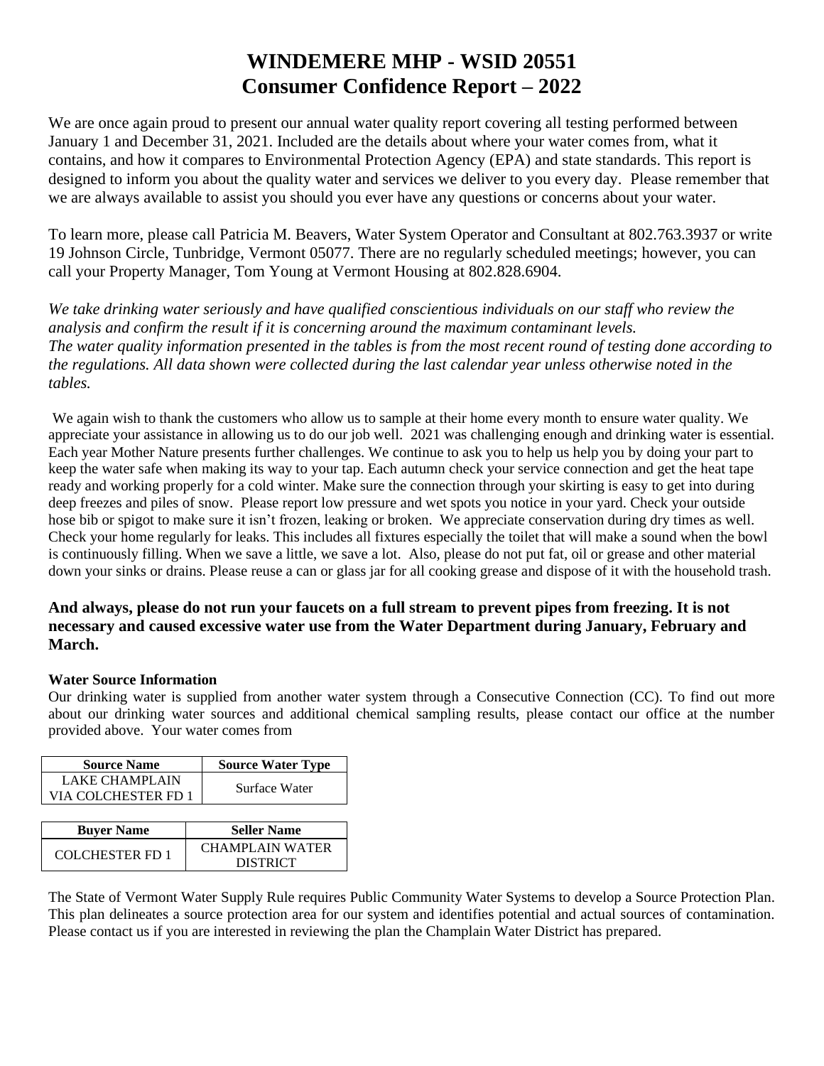# WINDEMERE MHP - WSID 20551
# Consumer Confidence Report – 2022

We are once again proud to present our annual water quality report covering all testing performed between January 1 and December 31, 2021. Included are the details about where your water comes from, what it contains, and how it compares to Environmental Protection Agency (EPA) and state standards. This report is designed to inform you about the quality water and services we deliver to you every day. Please remember that we are always available to assist you should you ever have any questions or concerns about your water.

To learn more, please call Patricia M. Beavers, Water System Operator and Consultant at 802.763.3937 or write 19 Johnson Circle, Tunbridge, Vermont 05077. There are no regularly scheduled meetings; however, you can call your Property Manager, Tom Young at Vermont Housing at 802.828.6904.

*We take drinking water seriously and have qualified conscientious individuals on our staff who review the analysis and confirm the result if it is concerning around the maximum contaminant levels.*
*The water quality information presented in the tables is from the most recent round of testing done according to the regulations. All data shown were collected during the last calendar year unless otherwise noted in the tables.*

We again wish to thank the customers who allow us to sample at their home every month to ensure water quality. We appreciate your assistance in allowing us to do our job well. 2021 was challenging enough and drinking water is essential. Each year Mother Nature presents further challenges. We continue to ask you to help us help you by doing your part to keep the water safe when making its way to your tap. Each autumn check your service connection and get the heat tape ready and working properly for a cold winter. Make sure the connection through your skirting is easy to get into during deep freezes and piles of snow. Please report low pressure and wet spots you notice in your yard. Check your outside hose bib or spigot to make sure it isn't frozen, leaking or broken. We appreciate conservation during dry times as well. Check your home regularly for leaks. This includes all fixtures especially the toilet that will make a sound when the bowl is continuously filling. When we save a little, we save a lot. Also, please do not put fat, oil or grease and other material down your sinks or drains. Please reuse a can or glass jar for all cooking grease and dispose of it with the household trash.

**And always, please do not run your faucets on a full stream to prevent pipes from freezing. It is not necessary and caused excessive water use from the Water Department during January, February and March.**

**Water Source Information**

Our drinking water is supplied from another water system through a Consecutive Connection (CC). To find out more about our drinking water sources and additional chemical sampling results, please contact our office at the number provided above. Your water comes from

| Source Name | Source Water Type |
|---|---|
| LAKE CHAMPLAIN VIA COLCHESTER FD 1 | Surface Water |

| Buyer Name | Seller Name |
|---|---|
| COLCHESTER FD 1 | CHAMPLAIN WATER DISTRICT |

The State of Vermont Water Supply Rule requires Public Community Water Systems to develop a Source Protection Plan. This plan delineates a source protection area for our system and identifies potential and actual sources of contamination. Please contact us if you are interested in reviewing the plan the Champlain Water District has prepared.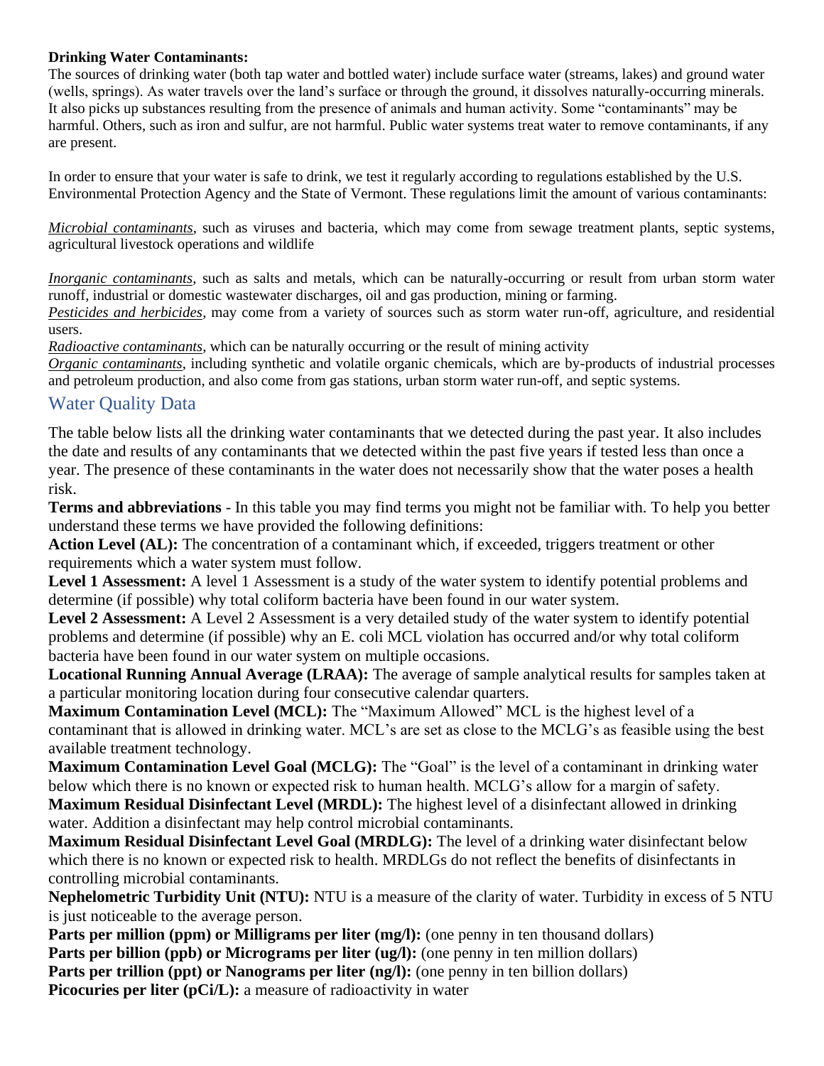**Drinking Water Contaminants:**

The sources of drinking water (both tap water and bottled water) include surface water (streams, lakes) and ground water (wells, springs). As water travels over the land's surface or through the ground, it dissolves naturally-occurring minerals. It also picks up substances resulting from the presence of animals and human activity. Some "contaminants" may be harmful. Others, such as iron and sulfur, are not harmful. Public water systems treat water to remove contaminants, if any are present.

In order to ensure that your water is safe to drink, we test it regularly according to regulations established by the U.S. Environmental Protection Agency and the State of Vermont. These regulations limit the amount of various contaminants:

*Microbial contaminants*, such as viruses and bacteria, which may come from sewage treatment plants, septic systems, agricultural livestock operations and wildlife

*Inorganic contaminants*, such as salts and metals, which can be naturally-occurring or result from urban storm water runoff, industrial or domestic wastewater discharges, oil and gas production, mining or farming.
*Pesticides and herbicides*, may come from a variety of sources such as storm water run-off, agriculture, and residential users.
*Radioactive contaminants*, which can be naturally occurring or the result of mining activity
*Organic contaminants*, including synthetic and volatile organic chemicals, which are by-products of industrial processes and petroleum production, and also come from gas stations, urban storm water run-off, and septic systems.

## Water Quality Data

The table below lists all the drinking water contaminants that we detected during the past year. It also includes the date and results of any contaminants that we detected within the past five years if tested less than once a year. The presence of these contaminants in the water does not necessarily show that the water poses a health risk.

**Terms and abbreviations** - In this table you may find terms you might not be familiar with. To help you better understand these terms we have provided the following definitions:

**Action Level (AL):** The concentration of a contaminant which, if exceeded, triggers treatment or other requirements which a water system must follow.

**Level 1 Assessment:** A level 1 Assessment is a study of the water system to identify potential problems and determine (if possible) why total coliform bacteria have been found in our water system.

**Level 2 Assessment:** A Level 2 Assessment is a very detailed study of the water system to identify potential problems and determine (if possible) why an E. coli MCL violation has occurred and/or why total coliform bacteria have been found in our water system on multiple occasions.

**Locational Running Annual Average (LRAA):** The average of sample analytical results for samples taken at a particular monitoring location during four consecutive calendar quarters.

**Maximum Contamination Level (MCL):** The "Maximum Allowed" MCL is the highest level of a contaminant that is allowed in drinking water. MCL's are set as close to the MCLG's as feasible using the best available treatment technology.

**Maximum Contamination Level Goal (MCLG):** The "Goal" is the level of a contaminant in drinking water below which there is no known or expected risk to human health. MCLG's allow for a margin of safety.

**Maximum Residual Disinfectant Level (MRDL):** The highest level of a disinfectant allowed in drinking water. Addition a disinfectant may help control microbial contaminants.

**Maximum Residual Disinfectant Level Goal (MRDLG):** The level of a drinking water disinfectant below which there is no known or expected risk to health. MRDLGs do not reflect the benefits of disinfectants in controlling microbial contaminants.

**Nephelometric Turbidity Unit (NTU):** NTU is a measure of the clarity of water. Turbidity in excess of 5 NTU is just noticeable to the average person.

**Parts per million (ppm) or Milligrams per liter (mg/l):** (one penny in ten thousand dollars)

**Parts per billion (ppb) or Micrograms per liter (ug/l):** (one penny in ten million dollars)

**Parts per trillion (ppt) or Nanograms per liter (ng/l):** (one penny in ten billion dollars)

**Picocuries per liter (pCi/L):** a measure of radioactivity in water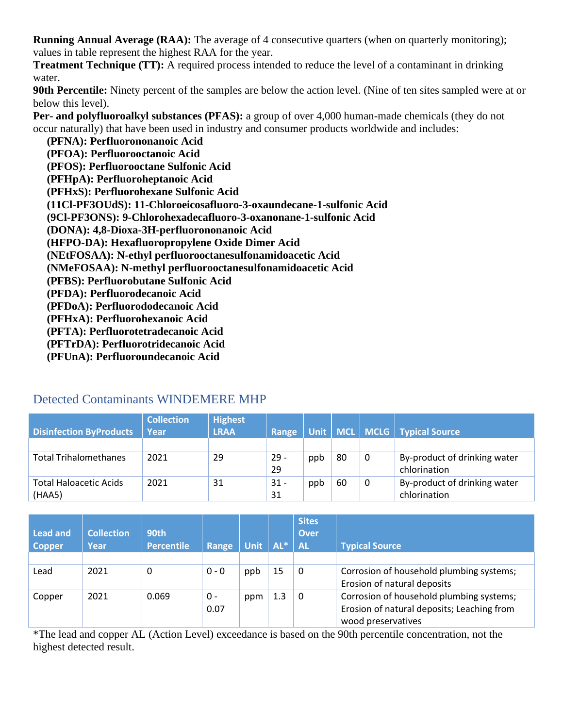**Running Annual Average (RAA):** The average of 4 consecutive quarters (when on quarterly monitoring); values in table represent the highest RAA for the year.

**Treatment Technique (TT):** A required process intended to reduce the level of a contaminant in drinking water.

**90th Percentile:** Ninety percent of the samples are below the action level. (Nine of ten sites sampled were at or below this level).

**Per- and polyfluoroalkyl substances (PFAS):** a group of over 4,000 human-made chemicals (they do not occur naturally) that have been used in industry and consumer products worldwide and includes:

- **(PFNA): Perfluorononanoic Acid**
- **(PFOA): Perfluorooctanoic Acid**
- **(PFOS): Perfluorooctane Sulfonic Acid**
- **(PFHpA): Perfluoroheptanoic Acid**
- **(PFHxS): Perfluorohexane Sulfonic Acid**
- **(11Cl-PF3OUdS): 11-Chloroeicosafluoro-3-oxaundecane-1-sulfonic Acid**
- **(9Cl-PF3ONS): 9-Chlorohexadecafluoro-3-oxanonane-1-sulfonic Acid**
- **(DONA): 4,8-Dioxa-3H-perfluorononanoic Acid**
- **(HFPO-DA): Hexafluoropropylene Oxide Dimer Acid**
- **(NEtFOSAA): N-ethyl perfluorooctanesulfonamidoacetic Acid**
- **(NMeFOSAA): N-methyl perfluorooctanesulfonamidoacetic Acid**
- **(PFBS): Perfluorobutane Sulfonic Acid**
- **(PFDA): Perfluorodecanoic Acid**
- **(PFDoA): Perfluorododecanoic Acid**
- **(PFHxA): Perfluorohexanoic Acid**
- **(PFTA): Perfluorotetradecanoic Acid**
- **(PFTrDA): Perfluorotridecanoic Acid**
- **(PFUnA): Perfluoroundecanoic Acid**

## Detected Contaminants WINDEMERE MHP

| Disinfection ByProducts | Collection Year | Highest LRAA | Range | Unit | MCL | MCLG | Typical Source |
|---|---|---|---|---|---|---|---|
| | | | | | | | |
| Total Trihalomethanes | 2021 | 29 | 29 - 29 | ppb | 80 | 0 | By-product of drinking water chlorination |
| Total Haloacetic Acids (HAA5) | 2021 | 31 | 31 - 31 | ppb | 60 | 0 | By-product of drinking water chlorination |

| Lead and Copper | Collection Year | 90th Percentile | Range | Unit | AL* | Sites Over AL | Typical Source |
|---|---|---|---|---|---|---|---|
| | | | | | | | |
| Lead | 2021 | 0 | 0 - 0 | ppb | 15 | 0 | Corrosion of household plumbing systems; Erosion of natural deposits |
| Copper | 2021 | 0.069 | 0 - 0.07 | ppm | 1.3 | 0 | Corrosion of household plumbing systems; Erosion of natural deposits; Leaching from wood preservatives |

*The lead and copper AL (Action Level) exceedance is based on the 90th percentile concentration, not the highest detected result.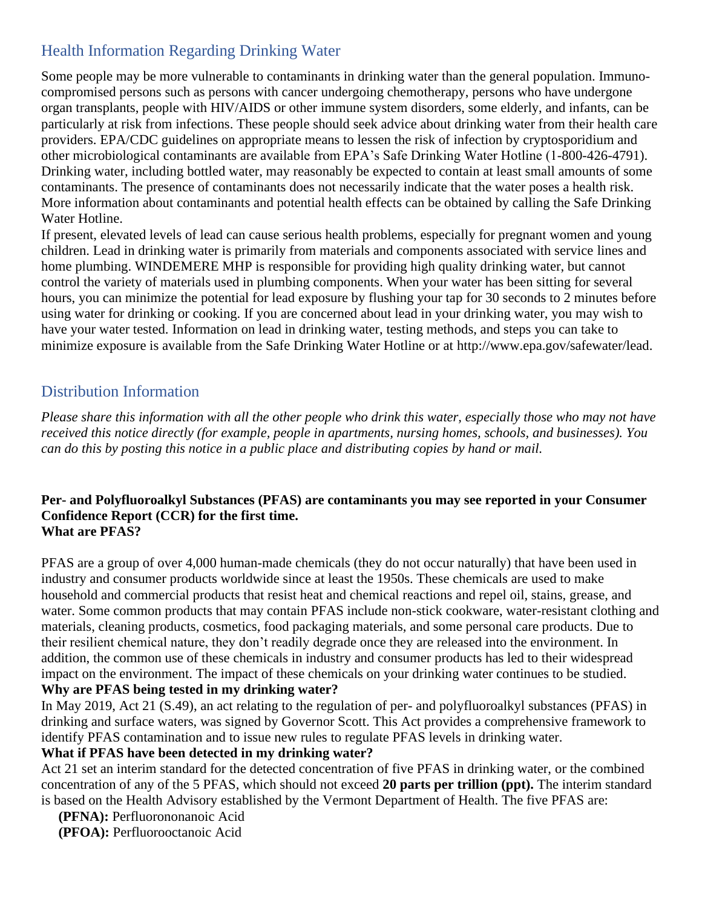## Health Information Regarding Drinking Water

Some people may be more vulnerable to contaminants in drinking water than the general population. Immuno-compromised persons such as persons with cancer undergoing chemotherapy, persons who have undergone organ transplants, people with HIV/AIDS or other immune system disorders, some elderly, and infants, can be particularly at risk from infections. These people should seek advice about drinking water from their health care providers. EPA/CDC guidelines on appropriate means to lessen the risk of infection by cryptosporidium and other microbiological contaminants are available from EPA's Safe Drinking Water Hotline (1-800-426-4791). Drinking water, including bottled water, may reasonably be expected to contain at least small amounts of some contaminants. The presence of contaminants does not necessarily indicate that the water poses a health risk. More information about contaminants and potential health effects can be obtained by calling the Safe Drinking Water Hotline.

If present, elevated levels of lead can cause serious health problems, especially for pregnant women and young children. Lead in drinking water is primarily from materials and components associated with service lines and home plumbing. WINDEMERE MHP is responsible for providing high quality drinking water, but cannot control the variety of materials used in plumbing components. When your water has been sitting for several hours, you can minimize the potential for lead exposure by flushing your tap for 30 seconds to 2 minutes before using water for drinking or cooking. If you are concerned about lead in your drinking water, you may wish to have your water tested. Information on lead in drinking water, testing methods, and steps you can take to minimize exposure is available from the Safe Drinking Water Hotline or at http://www.epa.gov/safewater/lead.

## Distribution Information

*Please share this information with all the other people who drink this water, especially those who may not have received this notice directly (for example, people in apartments, nursing homes, schools, and businesses). You can do this by posting this notice in a public place and distributing copies by hand or mail.*

**Per- and Polyfluoroalkyl Substances (PFAS) are contaminants you may see reported in your Consumer Confidence Report (CCR) for the first time.**
**What are PFAS?**

PFAS are a group of over 4,000 human-made chemicals (they do not occur naturally) that have been used in industry and consumer products worldwide since at least the 1950s. These chemicals are used to make household and commercial products that resist heat and chemical reactions and repel oil, stains, grease, and water. Some common products that may contain PFAS include non-stick cookware, water-resistant clothing and materials, cleaning products, cosmetics, food packaging materials, and some personal care products. Due to their resilient chemical nature, they don't readily degrade once they are released into the environment. In addition, the common use of these chemicals in industry and consumer products has led to their widespread impact on the environment. The impact of these chemicals on your drinking water continues to be studied.

**Why are PFAS being tested in my drinking water?**

In May 2019, Act 21 (S.49), an act relating to the regulation of per- and polyfluoroalkyl substances (PFAS) in drinking and surface waters, was signed by Governor Scott. This Act provides a comprehensive framework to identify PFAS contamination and to issue new rules to regulate PFAS levels in drinking water.

**What if PFAS have been detected in my drinking water?**

Act 21 set an interim standard for the detected concentration of five PFAS in drinking water, or the combined concentration of any of the 5 PFAS, which should not exceed **20 parts per trillion (ppt).** The interim standard is based on the Health Advisory established by the Vermont Department of Health. The five PFAS are:

- **(PFNA):** Perfluorononanoic Acid
- **(PFOA):** Perfluorooctanoic Acid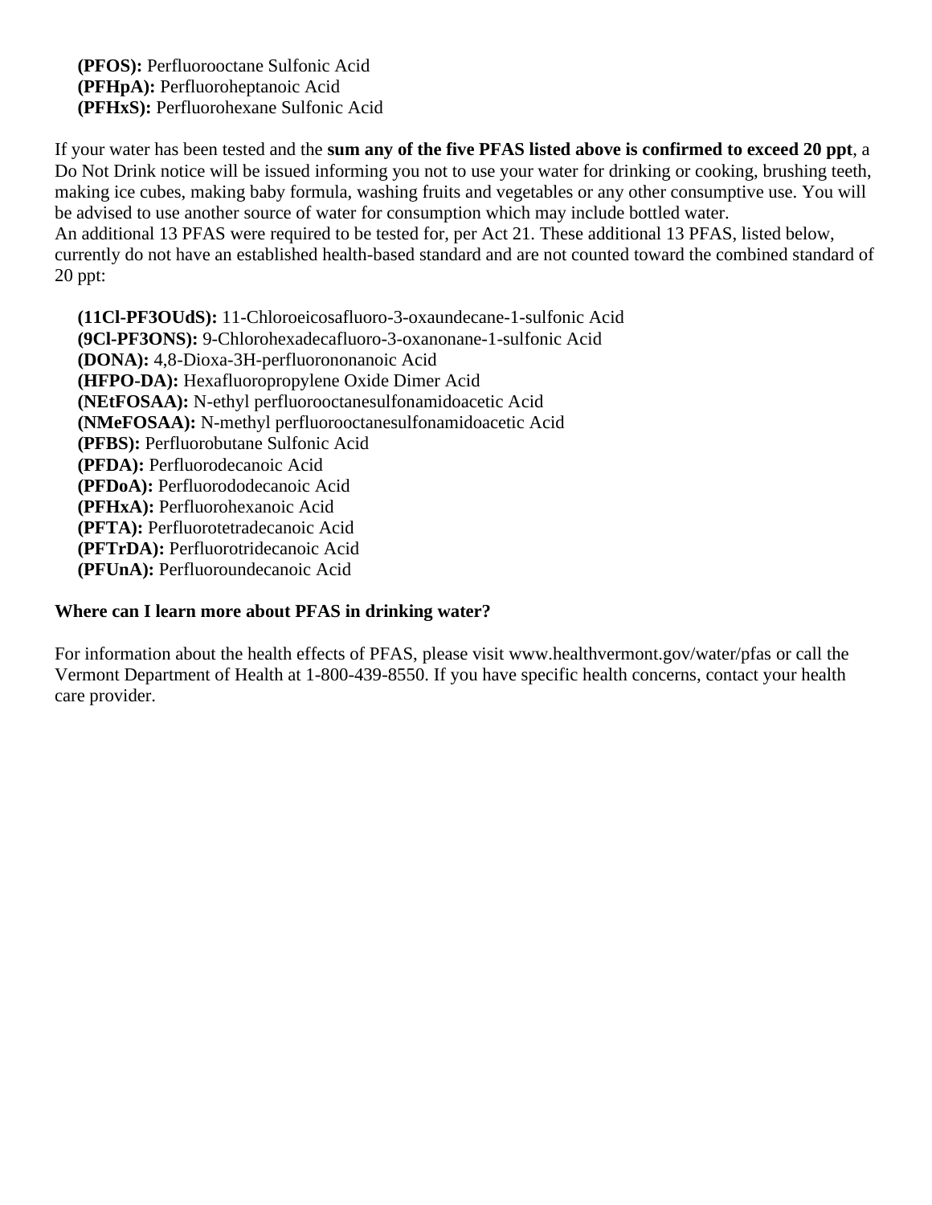**(PFOS):** Perfluorooctane Sulfonic Acid
**(PFHpA):** Perfluoroheptanoic Acid
**(PFHxS):** Perfluorohexane Sulfonic Acid

If your water has been tested and the **sum any of the five PFAS listed above is confirmed to exceed 20 ppt**, a Do Not Drink notice will be issued informing you not to use your water for drinking or cooking, brushing teeth, making ice cubes, making baby formula, washing fruits and vegetables or any other consumptive use. You will be advised to use another source of water for consumption which may include bottled water.
An additional 13 PFAS were required to be tested for, per Act 21. These additional 13 PFAS, listed below, currently do not have an established health-based standard and are not counted toward the combined standard of 20 ppt:

**(11Cl-PF3OUdS):** 11-Chloroeicosafluoro-3-oxaundecane-1-sulfonic Acid
**(9Cl-PF3ONS):** 9-Chlorohexadecafluoro-3-oxanonane-1-sulfonic Acid
**(DONA):** 4,8-Dioxa-3H-perfluorononanoic Acid
**(HFPO-DA):** Hexafluoropropylene Oxide Dimer Acid
**(NEtFOSAA):** N-ethyl perfluorooctanesulfonamidoacetic Acid
**(NMeFOSAA):** N-methyl perfluorooctanesulfonamidoacetic Acid
**(PFBS):** Perfluorobutane Sulfonic Acid
**(PFDA):** Perfluorodecanoic Acid
**(PFDoA):** Perfluorododecanoic Acid
**(PFHxA):** Perfluorohexanoic Acid
**(PFTA):** Perfluorotetradecanoic Acid
**(PFTrDA):** Perfluorotridecanoic Acid
**(PFUnA):** Perfluoroundecanoic Acid

**Where can I learn more about PFAS in drinking water?**

For information about the health effects of PFAS, please visit www.healthvermont.gov/water/pfas or call the Vermont Department of Health at 1-800-439-8550. If you have specific health concerns, contact your health care provider.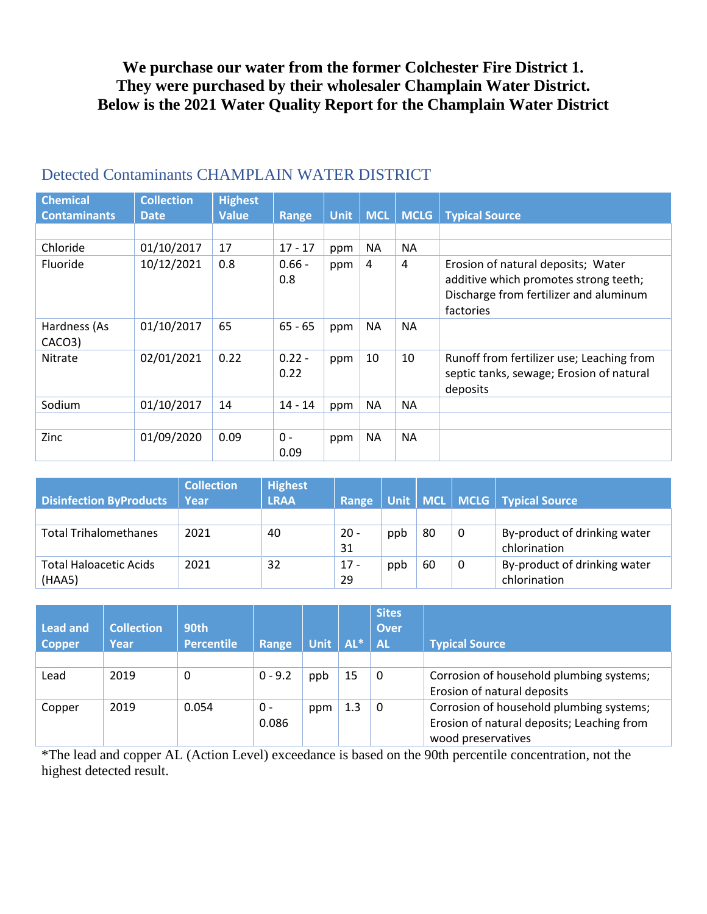**We purchase our water from the former Colchester Fire District 1. They were purchased by their wholesaler Champlain Water District. Below is the 2021 Water Quality Report for the Champlain Water District**

## Detected Contaminants CHAMPLAIN WATER DISTRICT

| Chemical Contaminants | Collection Date | Highest Value | Range | Unit | MCL | MCLG | Typical Source |
|---|---|---|---|---|---|---|---|
| | | | | | | | |
| Chloride | 01/10/2017 | 17 | 17 - 17 | ppm | NA | NA | |
| Fluoride | 10/12/2021 | 0.8 | 0.66 - 0.8 | ppm | 4 | 4 | Erosion of natural deposits; Water additive which promotes strong teeth; Discharge from fertilizer and aluminum factories |
| Hardness (As CACO3) | 01/10/2017 | 65 | 65 - 65 | ppm | NA | NA | |
| Nitrate | 02/01/2021 | 0.22 | 0.22 - 0.22 | ppm | 10 | 10 | Runoff from fertilizer use; Leaching from septic tanks, sewage; Erosion of natural deposits |
| Sodium | 01/10/2017 | 14 | 14 - 14 | ppm | NA | NA | |
| | | | | | | | |
| Zinc | 01/09/2020 | 0.09 | 0 - 0.09 | ppm | NA | NA | |

| Disinfection ByProducts | Collection Year | Highest LRAA | Range | Unit | MCL | MCLG | Typical Source |
|---|---|---|---|---|---|---|---|
| | | | | | | | |
| Total Trihalomethanes | 2021 | 40 | 20 - 31 | ppb | 80 | 0 | By-product of drinking water chlorination |
| Total Haloacetic Acids (HAA5) | 2021 | 32 | 17 - 29 | ppb | 60 | 0 | By-product of drinking water chlorination |

| Lead and Copper | Collection Year | 90th Percentile | Range | Unit | AL* | Sites Over AL | Typical Source |
|---|---|---|---|---|---|---|---|
| | | | | | | | |
| Lead | 2019 | 0 | 0 - 9.2 | ppb | 15 | 0 | Corrosion of household plumbing systems; Erosion of natural deposits |
| Copper | 2019 | 0.054 | 0 - 0.086 | ppm | 1.3 | 0 | Corrosion of household plumbing systems; Erosion of natural deposits; Leaching from wood preservatives |

*The lead and copper AL (Action Level) exceedance is based on the 90th percentile concentration, not the highest detected result.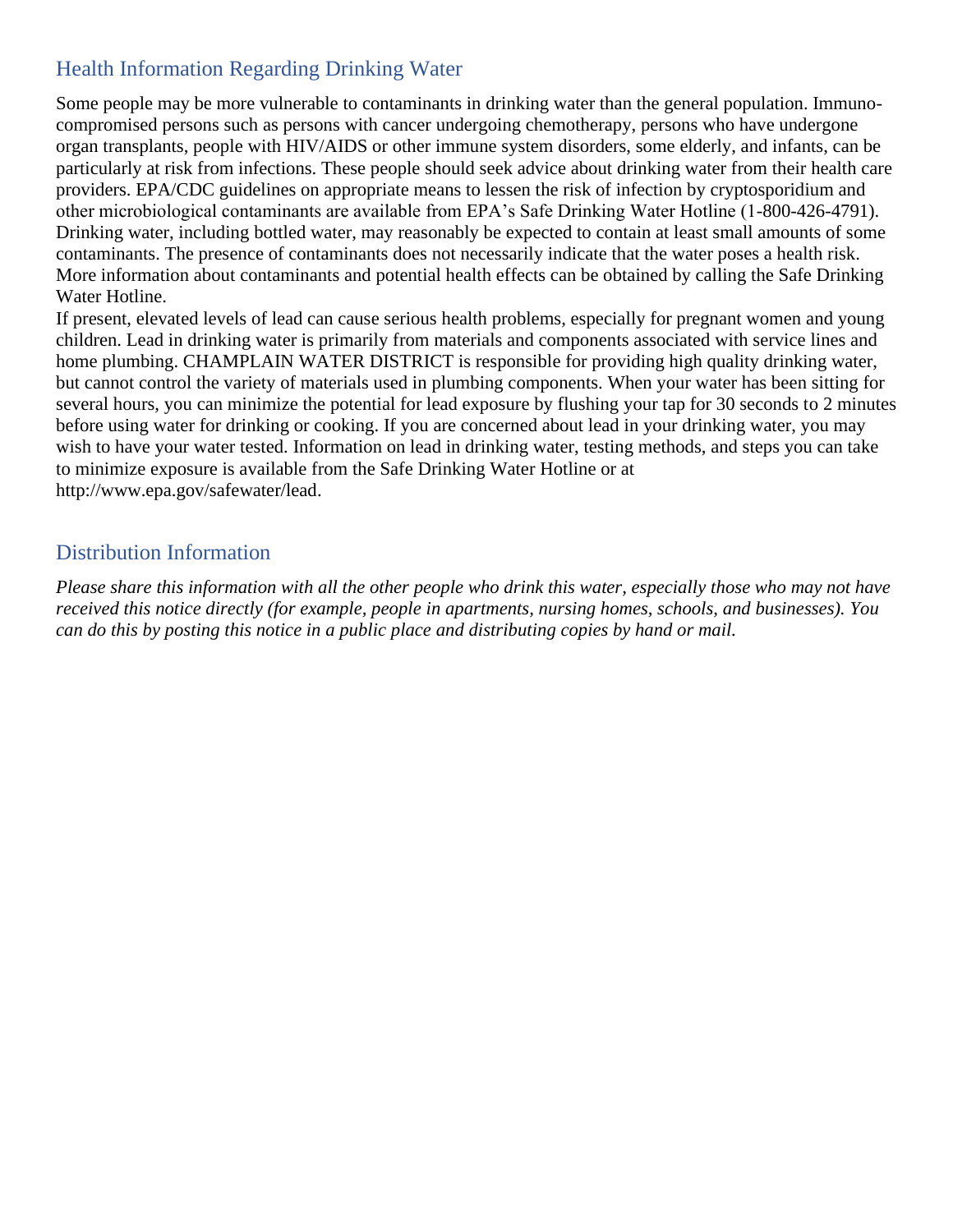## Health Information Regarding Drinking Water

Some people may be more vulnerable to contaminants in drinking water than the general population. Immuno-compromised persons such as persons with cancer undergoing chemotherapy, persons who have undergone organ transplants, people with HIV/AIDS or other immune system disorders, some elderly, and infants, can be particularly at risk from infections. These people should seek advice about drinking water from their health care providers. EPA/CDC guidelines on appropriate means to lessen the risk of infection by cryptosporidium and other microbiological contaminants are available from EPA's Safe Drinking Water Hotline (1-800-426-4791). Drinking water, including bottled water, may reasonably be expected to contain at least small amounts of some contaminants. The presence of contaminants does not necessarily indicate that the water poses a health risk. More information about contaminants and potential health effects can be obtained by calling the Safe Drinking Water Hotline.

If present, elevated levels of lead can cause serious health problems, especially for pregnant women and young children. Lead in drinking water is primarily from materials and components associated with service lines and home plumbing. CHAMPLAIN WATER DISTRICT is responsible for providing high quality drinking water, but cannot control the variety of materials used in plumbing components. When your water has been sitting for several hours, you can minimize the potential for lead exposure by flushing your tap for 30 seconds to 2 minutes before using water for drinking or cooking. If you are concerned about lead in your drinking water, you may wish to have your water tested. Information on lead in drinking water, testing methods, and steps you can take to minimize exposure is available from the Safe Drinking Water Hotline or at http://www.epa.gov/safewater/lead.

## Distribution Information

*Please share this information with all the other people who drink this water, especially those who may not have received this notice directly (for example, people in apartments, nursing homes, schools, and businesses). You can do this by posting this notice in a public place and distributing copies by hand or mail.*